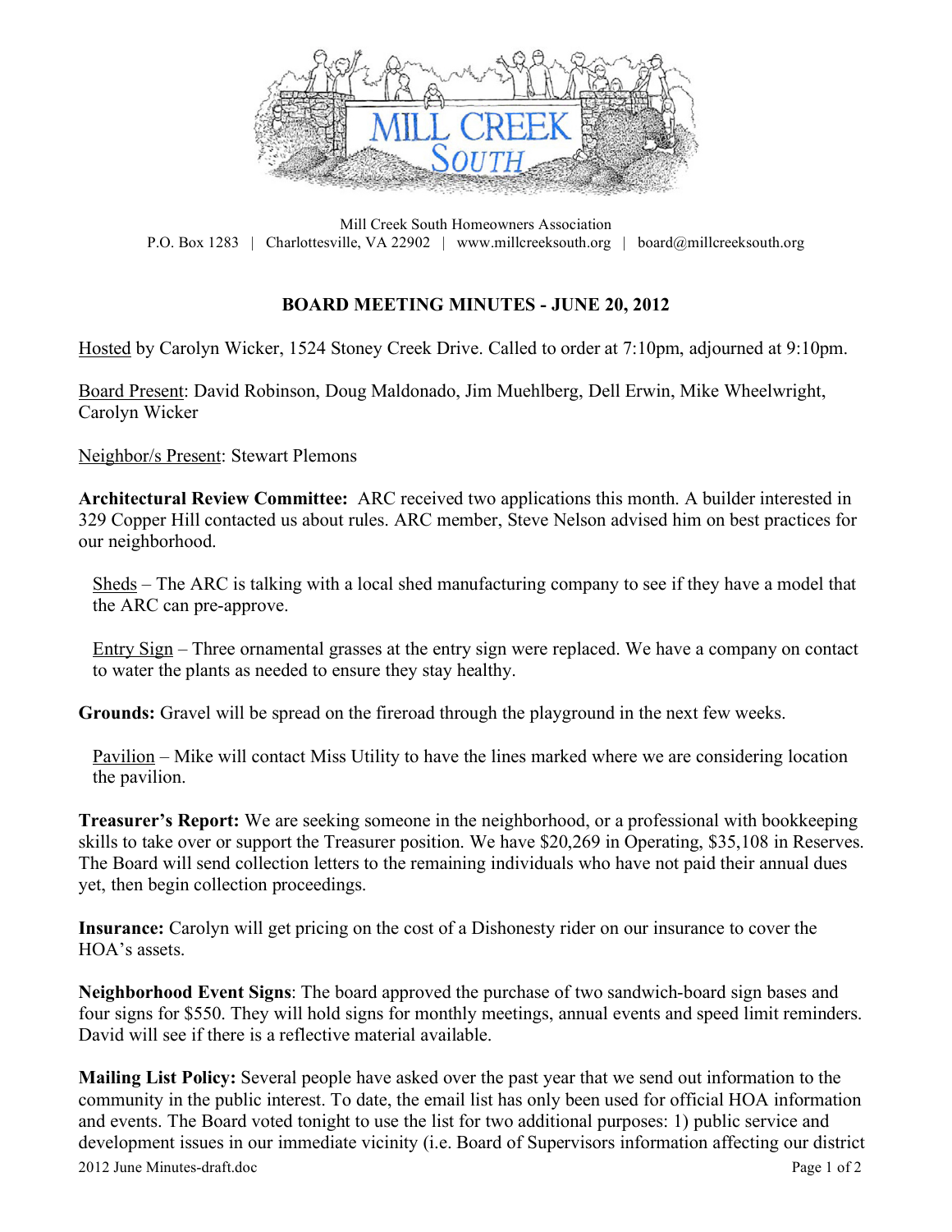Mill Creek South Homeowners Association
P.O. Box 1283 | Charlottesville, VA 22902 | www.millcreeksouth.org | board@millcreeksouth.org

## BOARD MEETING MINUTES - JUNE 20, 2012

Hosted by Carolyn Wicker, 1524 Stoney Creek Drive. Called to order at 7:10pm, adjourned at 9:10pm.

Board Present: David Robinson, Doug Maldonado, Jim Muehlberg, Dell Erwin, Mike Wheelwright, Carolyn Wicker

Neighbor/s Present: Stewart Plemons

**Architectural Review Committee:** ARC received two applications this month. A builder interested in 329 Copper Hill contacted us about rules. ARC member, Steve Nelson advised him on best practices for our neighborhood.

Sheds – The ARC is talking with a local shed manufacturing company to see if they have a model that the ARC can pre-approve.

Entry Sign – Three ornamental grasses at the entry sign were replaced. We have a company on contact to water the plants as needed to ensure they stay healthy.

**Grounds:** Gravel will be spread on the fireroad through the playground in the next few weeks.

Pavilion – Mike will contact Miss Utility to have the lines marked where we are considering location the pavilion.

**Treasurer's Report:** We are seeking someone in the neighborhood, or a professional with bookkeeping skills to take over or support the Treasurer position. We have $20,269 in Operating, $35,108 in Reserves. The Board will send collection letters to the remaining individuals who have not paid their annual dues yet, then begin collection proceedings.

**Insurance:** Carolyn will get pricing on the cost of a Dishonesty rider on our insurance to cover the HOA's assets.

**Neighborhood Event Signs**: The board approved the purchase of two sandwich-board sign bases and four signs for $550. They will hold signs for monthly meetings, annual events and speed limit reminders. David will see if there is a reflective material available.

**Mailing List Policy:** Several people have asked over the past year that we send out information to the community in the public interest. To date, the email list has only been used for official HOA information and events. The Board voted tonight to use the list for two additional purposes: 1) public service and development issues in our immediate vicinity (i.e. Board of Supervisors information affecting our district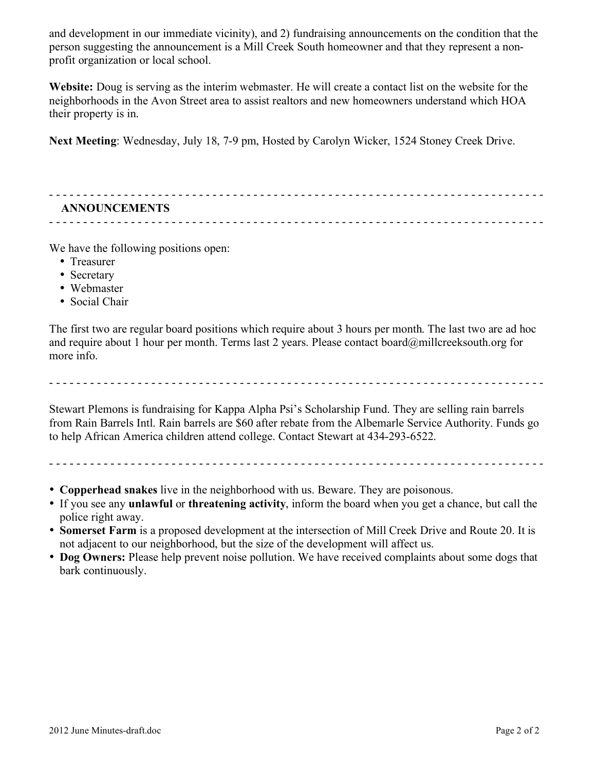and development in our immediate vicinity), and 2) fundraising announcements on the condition that the person suggesting the announcement is a Mill Creek South homeowner and that they represent a non-profit organization or local school.

**Website:** Doug is serving as the interim webmaster. He will create a contact list on the website for the neighborhoods in the Avon Street area to assist realtors and new homeowners understand which HOA their property is in.

**Next Meeting**: Wednesday, July 18, 7-9 pm, Hosted by Carolyn Wicker, 1524 Stoney Creek Drive.

---

## ANNOUNCEMENTS

---

We have the following positions open:

- Treasurer
- Secretary
- Webmaster
- Social Chair

The first two are regular board positions which require about 3 hours per month. The last two are ad hoc and require about 1 hour per month. Terms last 2 years. Please contact board@millcreeksouth.org for more info.

---

Stewart Plemons is fundraising for Kappa Alpha Psi's Scholarship Fund. They are selling rain barrels from Rain Barrels Intl. Rain barrels are $60 after rebate from the Albemarle Service Authority. Funds go to help African America children attend college. Contact Stewart at 434-293-6522.

---

- **Copperhead snakes** live in the neighborhood with us. Beware. They are poisonous.
- If you see any **unlawful** or **threatening activity**, inform the board when you get a chance, but call the police right away.
- **Somerset Farm** is a proposed development at the intersection of Mill Creek Drive and Route 20. It is not adjacent to our neighborhood, but the size of the development will affect us.
- **Dog Owners:** Please help prevent noise pollution. We have received complaints about some dogs that bark continuously.